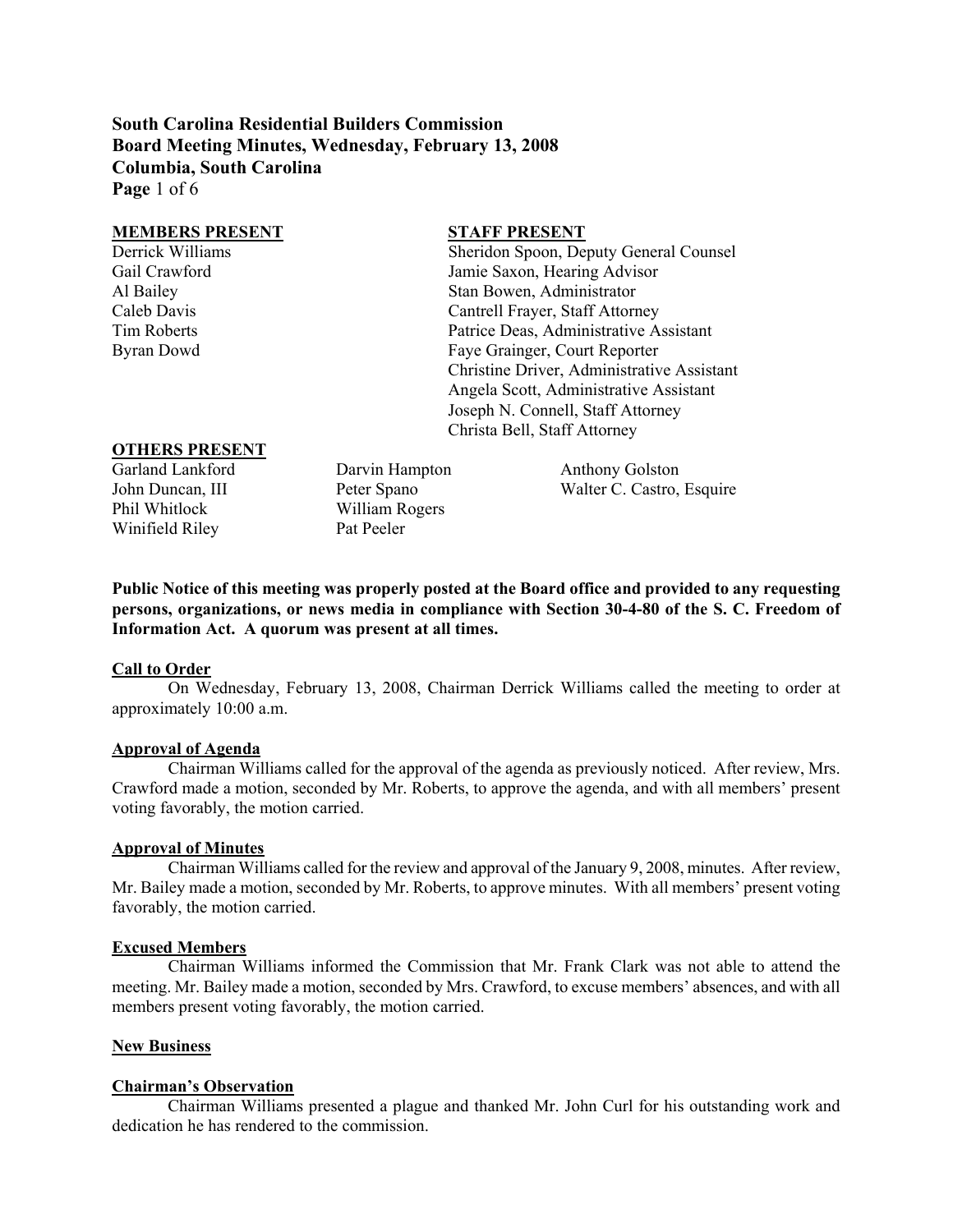# South Carolina Residential Builders Commission
# Board Meeting Minutes, Wednesday, February 13, 2008
# Columbia, South Carolina

**MEMBERS PRESENT**

Derrick Williams
Gail Crawford
Al Bailey
Caleb Davis
Tim Roberts
Byran Dowd

**STAFF PRESENT**

Sheridon Spoon, Deputy General Counsel
Jamie Saxon, Hearing Advisor
Stan Bowen, Administrator
Cantrell Frayer, Staff Attorney
Patrice Deas, Administrative Assistant
Faye Grainger, Court Reporter
Christine Driver, Administrative Assistant
Angela Scott, Administrative Assistant
Joseph N. Connell, Staff Attorney
Christa Bell, Staff Attorney

**OTHERS PRESENT**

Garland Lankford
John Duncan, III
Phil Whitlock
Winifield Riley
Darvin Hampton
Peter Spano
William Rogers
Pat Peeler
Anthony Golston
Walter C. Castro, Esquire

**Public Notice of this meeting was properly posted at the Board office and provided to any requesting persons, organizations, or news media in compliance with Section 30-4-80 of the S. C. Freedom of Information Act. A quorum was present at all times.**

**Call to Order**

On Wednesday, February 13, 2008, Chairman Derrick Williams called the meeting to order at approximately 10:00 a.m.

**Approval of Agenda**

Chairman Williams called for the approval of the agenda as previously noticed. After review, Mrs. Crawford made a motion, seconded by Mr. Roberts, to approve the agenda, and with all members' present voting favorably, the motion carried.

**Approval of Minutes**

Chairman Williams called for the review and approval of the January 9, 2008, minutes. After review, Mr. Bailey made a motion, seconded by Mr. Roberts, to approve minutes. With all members' present voting favorably, the motion carried.

**Excused Members**

Chairman Williams informed the Commission that Mr. Frank Clark was not able to attend the meeting. Mr. Bailey made a motion, seconded by Mrs. Crawford, to excuse members' absences, and with all members present voting favorably, the motion carried.

**New Business**

**Chairman's Observation**

Chairman Williams presented a plague and thanked Mr. John Curl for his outstanding work and dedication he has rendered to the commission.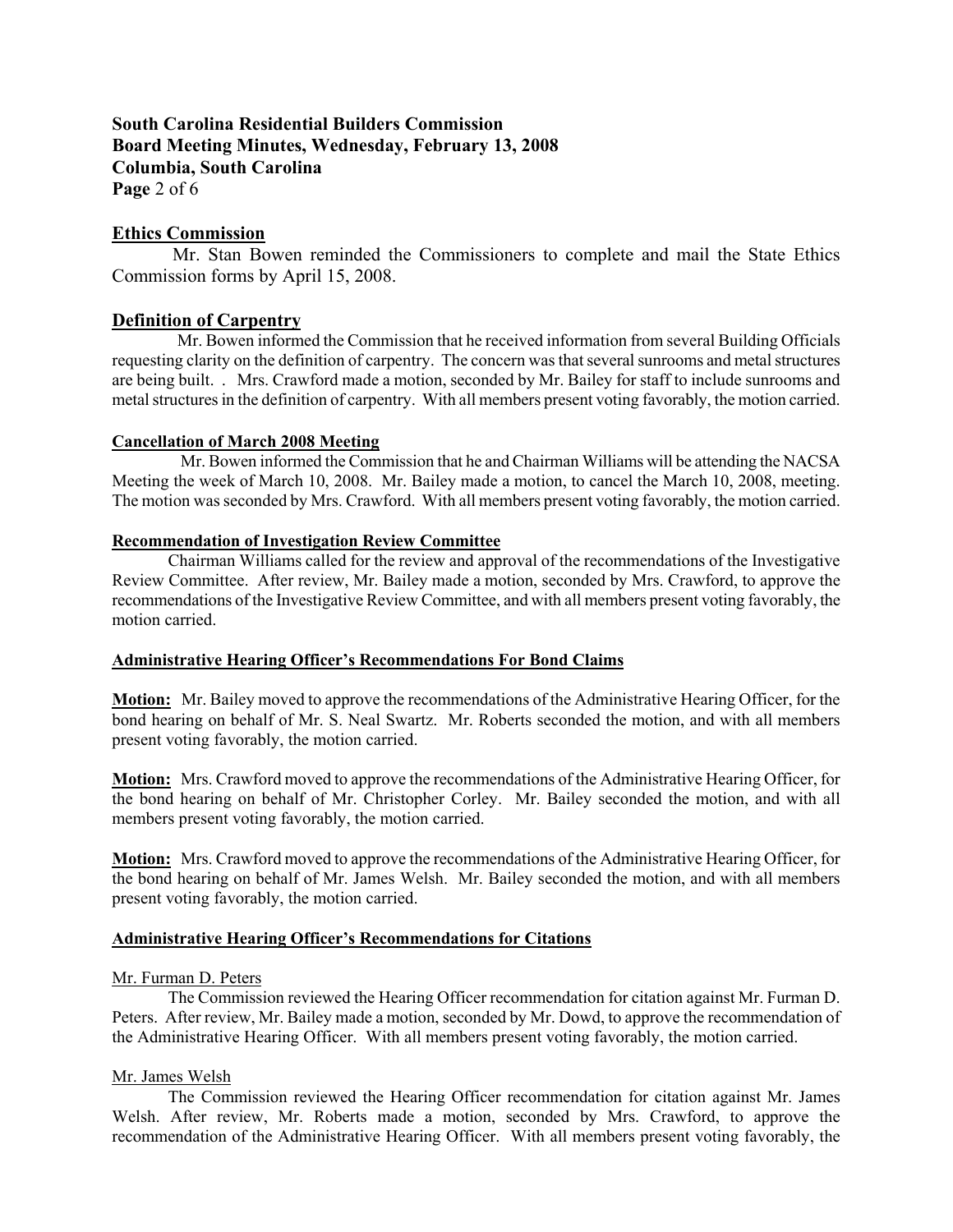# South Carolina Residential Builders Commission
# Board Meeting Minutes, Wednesday, February 13, 2008
# Columbia, South Carolina

## Ethics Commission

Mr. Stan Bowen reminded the Commissioners to complete and mail the State Ethics Commission forms by April 15, 2008.

## Definition of Carpentry

Mr. Bowen informed the Commission that he received information from several Building Officials requesting clarity on the definition of carpentry. The concern was that several sunrooms and metal structures are being built. . Mrs. Crawford made a motion, seconded by Mr. Bailey for staff to include sunrooms and metal structures in the definition of carpentry. With all members present voting favorably, the motion carried.

### Cancellation of March 2008 Meeting

Mr. Bowen informed the Commission that he and Chairman Williams will be attending the NACSA Meeting the week of March 10, 2008. Mr. Bailey made a motion, to cancel the March 10, 2008, meeting. The motion was seconded by Mrs. Crawford. With all members present voting favorably, the motion carried.

### Recommendation of Investigation Review Committee

Chairman Williams called for the review and approval of the recommendations of the Investigative Review Committee. After review, Mr. Bailey made a motion, seconded by Mrs. Crawford, to approve the recommendations of the Investigative Review Committee, and with all members present voting favorably, the motion carried.

### Administrative Hearing Officer's Recommendations For Bond Claims

**Motion:** Mr. Bailey moved to approve the recommendations of the Administrative Hearing Officer, for the bond hearing on behalf of Mr. S. Neal Swartz. Mr. Roberts seconded the motion, and with all members present voting favorably, the motion carried.

**Motion:** Mrs. Crawford moved to approve the recommendations of the Administrative Hearing Officer, for the bond hearing on behalf of Mr. Christopher Corley. Mr. Bailey seconded the motion, and with all members present voting favorably, the motion carried.

**Motion:** Mrs. Crawford moved to approve the recommendations of the Administrative Hearing Officer, for the bond hearing on behalf of Mr. James Welsh. Mr. Bailey seconded the motion, and with all members present voting favorably, the motion carried.

### Administrative Hearing Officer's Recommendations for Citations

Mr. Furman D. Peters

The Commission reviewed the Hearing Officer recommendation for citation against Mr. Furman D. Peters. After review, Mr. Bailey made a motion, seconded by Mr. Dowd, to approve the recommendation of the Administrative Hearing Officer. With all members present voting favorably, the motion carried.

Mr. James Welsh

The Commission reviewed the Hearing Officer recommendation for citation against Mr. James Welsh. After review, Mr. Roberts made a motion, seconded by Mrs. Crawford, to approve the recommendation of the Administrative Hearing Officer. With all members present voting favorably, the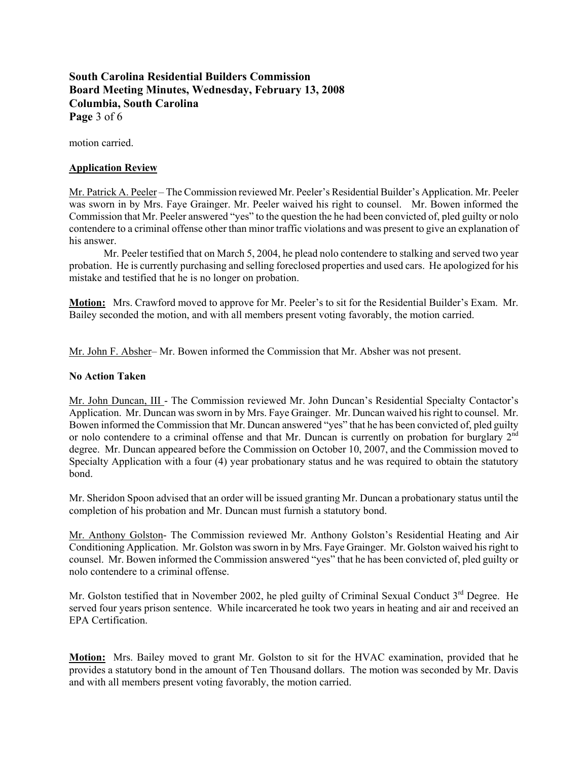motion carried.

**Application Review**

Mr. Patrick A. Peeler – The Commission reviewed Mr. Peeler's Residential Builder's Application. Mr. Peeler was sworn in by Mrs. Faye Grainger. Mr. Peeler waived his right to counsel. Mr. Bowen informed the Commission that Mr. Peeler answered "yes" to the question the he had been convicted of, pled guilty or nolo contendere to a criminal offense other than minor traffic violations and was present to give an explanation of his answer.

Mr. Peeler testified that on March 5, 2004, he plead nolo contendere to stalking and served two year probation. He is currently purchasing and selling foreclosed properties and used cars. He apologized for his mistake and testified that he is no longer on probation.

**Motion:** Mrs. Crawford moved to approve for Mr. Peeler's to sit for the Residential Builder's Exam. Mr. Bailey seconded the motion, and with all members present voting favorably, the motion carried.

Mr. John F. Absher– Mr. Bowen informed the Commission that Mr. Absher was not present.

**No Action Taken**

Mr. John Duncan, III - The Commission reviewed Mr. John Duncan's Residential Specialty Contactor's Application. Mr. Duncan was sworn in by Mrs. Faye Grainger. Mr. Duncan waived his right to counsel. Mr. Bowen informed the Commission that Mr. Duncan answered "yes" that he has been convicted of, pled guilty or nolo contendere to a criminal offense and that Mr. Duncan is currently on probation for burglary 2nd degree. Mr. Duncan appeared before the Commission on October 10, 2007, and the Commission moved to Specialty Application with a four (4) year probationary status and he was required to obtain the statutory bond.

Mr. Sheridon Spoon advised that an order will be issued granting Mr. Duncan a probationary status until the completion of his probation and Mr. Duncan must furnish a statutory bond.

Mr. Anthony Golston- The Commission reviewed Mr. Anthony Golston's Residential Heating and Air Conditioning Application. Mr. Golston was sworn in by Mrs. Faye Grainger. Mr. Golston waived his right to counsel. Mr. Bowen informed the Commission answered "yes" that he has been convicted of, pled guilty or nolo contendere to a criminal offense.

Mr. Golston testified that in November 2002, he pled guilty of Criminal Sexual Conduct 3rd Degree. He served four years prison sentence. While incarcerated he took two years in heating and air and received an EPA Certification.

**Motion:** Mrs. Bailey moved to grant Mr. Golston to sit for the HVAC examination, provided that he provides a statutory bond in the amount of Ten Thousand dollars. The motion was seconded by Mr. Davis and with all members present voting favorably, the motion carried.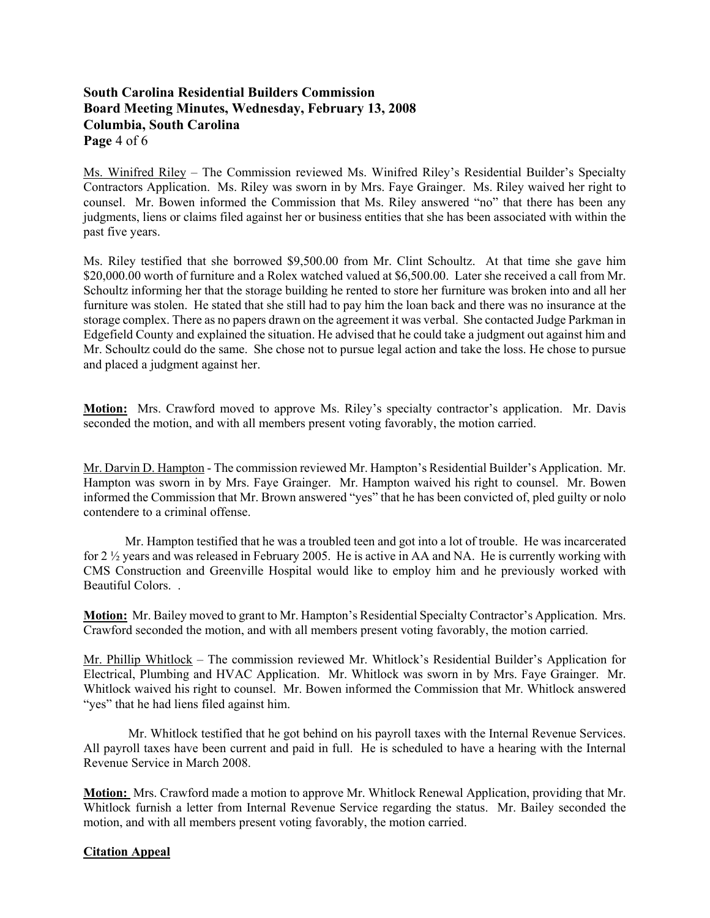Ms. Winifred Riley – The Commission reviewed Ms. Winifred Riley's Residential Builder's Specialty Contractors Application. Ms. Riley was sworn in by Mrs. Faye Grainger. Ms. Riley waived her right to counsel. Mr. Bowen informed the Commission that Ms. Riley answered "no" that there has been any judgments, liens or claims filed against her or business entities that she has been associated with within the past five years.

Ms. Riley testified that she borrowed $9,500.00 from Mr. Clint Schoultz. At that time she gave him $20,000.00 worth of furniture and a Rolex watched valued at $6,500.00. Later she received a call from Mr. Schoultz informing her that the storage building he rented to store her furniture was broken into and all her furniture was stolen. He stated that she still had to pay him the loan back and there was no insurance at the storage complex. There as no papers drawn on the agreement it was verbal. She contacted Judge Parkman in Edgefield County and explained the situation. He advised that he could take a judgment out against him and Mr. Schoultz could do the same. She chose not to pursue legal action and take the loss. He chose to pursue and placed a judgment against her.

**Motion:** Mrs. Crawford moved to approve Ms. Riley's specialty contractor's application. Mr. Davis seconded the motion, and with all members present voting favorably, the motion carried.

Mr. Darvin D. Hampton - The commission reviewed Mr. Hampton's Residential Builder's Application. Mr. Hampton was sworn in by Mrs. Faye Grainger. Mr. Hampton waived his right to counsel. Mr. Bowen informed the Commission that Mr. Brown answered "yes" that he has been convicted of, pled guilty or nolo contendere to a criminal offense.

Mr. Hampton testified that he was a troubled teen and got into a lot of trouble. He was incarcerated for 2 ½ years and was released in February 2005. He is active in AA and NA. He is currently working with CMS Construction and Greenville Hospital would like to employ him and he previously worked with Beautiful Colors. .

**Motion:** Mr. Bailey moved to grant to Mr. Hampton's Residential Specialty Contractor's Application. Mrs. Crawford seconded the motion, and with all members present voting favorably, the motion carried.

Mr. Phillip Whitlock – The commission reviewed Mr. Whitlock's Residential Builder's Application for Electrical, Plumbing and HVAC Application. Mr. Whitlock was sworn in by Mrs. Faye Grainger. Mr. Whitlock waived his right to counsel. Mr. Bowen informed the Commission that Mr. Whitlock answered "yes" that he had liens filed against him.

Mr. Whitlock testified that he got behind on his payroll taxes with the Internal Revenue Services. All payroll taxes have been current and paid in full. He is scheduled to have a hearing with the Internal Revenue Service in March 2008.

**Motion:** Mrs. Crawford made a motion to approve Mr. Whitlock Renewal Application, providing that Mr. Whitlock furnish a letter from Internal Revenue Service regarding the status. Mr. Bailey seconded the motion, and with all members present voting favorably, the motion carried.

**Citation Appeal**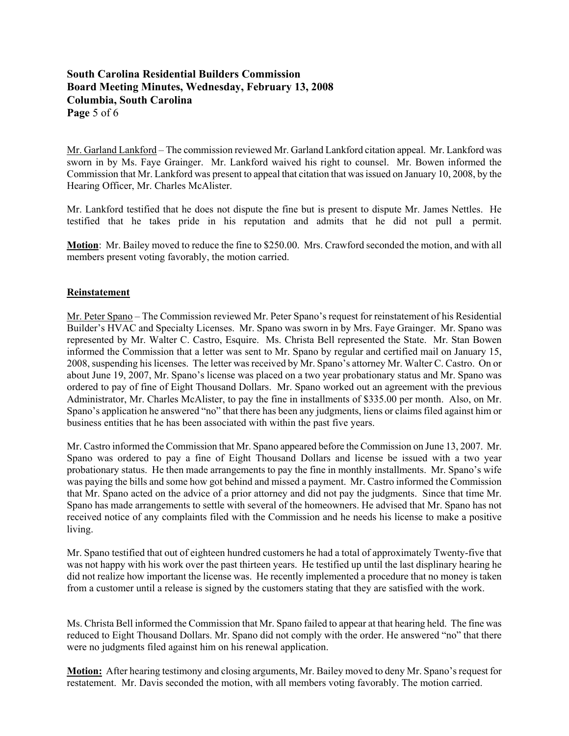Mr. Garland Lankford – The commission reviewed Mr. Garland Lankford citation appeal. Mr. Lankford was sworn in by Ms. Faye Grainger. Mr. Lankford waived his right to counsel. Mr. Bowen informed the Commission that Mr. Lankford was present to appeal that citation that was issued on January 10, 2008, by the Hearing Officer, Mr. Charles McAlister.

Mr. Lankford testified that he does not dispute the fine but is present to dispute Mr. James Nettles. He testified that he takes pride in his reputation and admits that he did not pull a permit.

**Motion**: Mr. Bailey moved to reduce the fine to $250.00. Mrs. Crawford seconded the motion, and with all members present voting favorably, the motion carried.

## Reinstatement

Mr. Peter Spano – The Commission reviewed Mr. Peter Spano's request for reinstatement of his Residential Builder's HVAC and Specialty Licenses. Mr. Spano was sworn in by Mrs. Faye Grainger. Mr. Spano was represented by Mr. Walter C. Castro, Esquire. Ms. Christa Bell represented the State. Mr. Stan Bowen informed the Commission that a letter was sent to Mr. Spano by regular and certified mail on January 15, 2008, suspending his licenses. The letter was received by Mr. Spano's attorney Mr. Walter C. Castro. On or about June 19, 2007, Mr. Spano's license was placed on a two year probationary status and Mr. Spano was ordered to pay of fine of Eight Thousand Dollars. Mr. Spano worked out an agreement with the previous Administrator, Mr. Charles McAlister, to pay the fine in installments of $335.00 per month. Also, on Mr. Spano's application he answered "no" that there has been any judgments, liens or claims filed against him or business entities that he has been associated with within the past five years.

Mr. Castro informed the Commission that Mr. Spano appeared before the Commission on June 13, 2007. Mr. Spano was ordered to pay a fine of Eight Thousand Dollars and license be issued with a two year probationary status. He then made arrangements to pay the fine in monthly installments. Mr. Spano's wife was paying the bills and some how got behind and missed a payment. Mr. Castro informed the Commission that Mr. Spano acted on the advice of a prior attorney and did not pay the judgments. Since that time Mr. Spano has made arrangements to settle with several of the homeowners. He advised that Mr. Spano has not received notice of any complaints filed with the Commission and he needs his license to make a positive living.

Mr. Spano testified that out of eighteen hundred customers he had a total of approximately Twenty-five that was not happy with his work over the past thirteen years. He testified up until the last displinary hearing he did not realize how important the license was. He recently implemented a procedure that no money is taken from a customer until a release is signed by the customers stating that they are satisfied with the work.

Ms. Christa Bell informed the Commission that Mr. Spano failed to appear at that hearing held. The fine was reduced to Eight Thousand Dollars. Mr. Spano did not comply with the order. He answered "no" that there were no judgments filed against him on his renewal application.

**Motion:** After hearing testimony and closing arguments, Mr. Bailey moved to deny Mr. Spano's request for restatement. Mr. Davis seconded the motion, with all members voting favorably. The motion carried.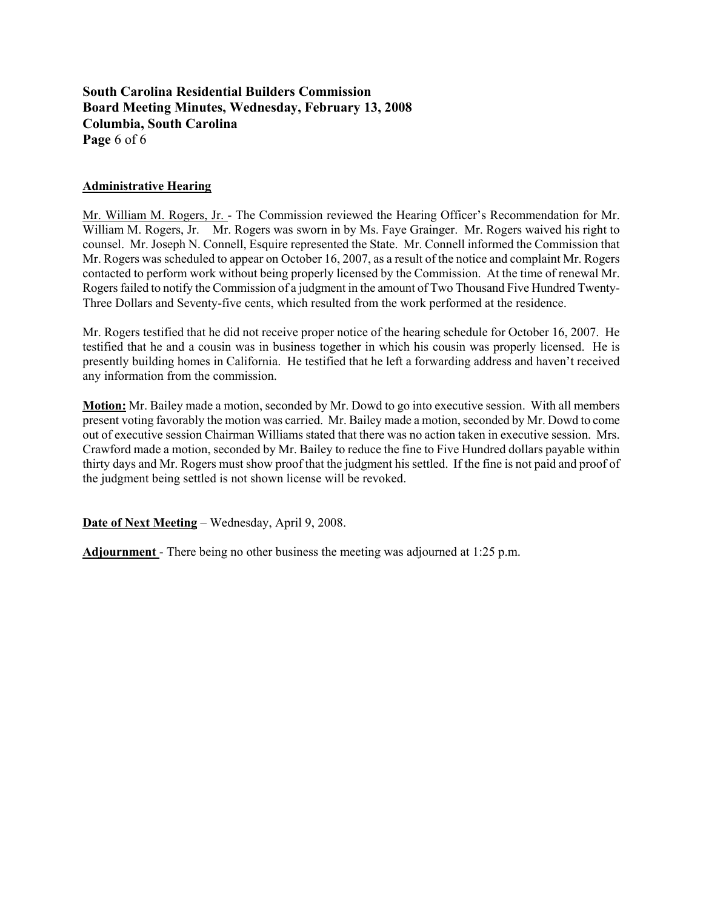**South Carolina Residential Builders Commission**
**Board Meeting Minutes, Wednesday, February 13, 2008**
**Columbia, South Carolina**

**Administrative Hearing**

Mr. William M. Rogers, Jr. - The Commission reviewed the Hearing Officer's Recommendation for Mr. William M. Rogers, Jr. Mr. Rogers was sworn in by Ms. Faye Grainger. Mr. Rogers waived his right to counsel. Mr. Joseph N. Connell, Esquire represented the State. Mr. Connell informed the Commission that Mr. Rogers was scheduled to appear on October 16, 2007, as a result of the notice and complaint Mr. Rogers contacted to perform work without being properly licensed by the Commission. At the time of renewal Mr. Rogers failed to notify the Commission of a judgment in the amount of Two Thousand Five Hundred Twenty-Three Dollars and Seventy-five cents, which resulted from the work performed at the residence.

Mr. Rogers testified that he did not receive proper notice of the hearing schedule for October 16, 2007. He testified that he and a cousin was in business together in which his cousin was properly licensed. He is presently building homes in California. He testified that he left a forwarding address and haven't received any information from the commission.

**Motion:** Mr. Bailey made a motion, seconded by Mr. Dowd to go into executive session. With all members present voting favorably the motion was carried. Mr. Bailey made a motion, seconded by Mr. Dowd to come out of executive session Chairman Williams stated that there was no action taken in executive session. Mrs. Crawford made a motion, seconded by Mr. Bailey to reduce the fine to Five Hundred dollars payable within thirty days and Mr. Rogers must show proof that the judgment his settled. If the fine is not paid and proof of the judgment being settled is not shown license will be revoked.

**Date of Next Meeting** – Wednesday, April 9, 2008.

**Adjournment** - There being no other business the meeting was adjourned at 1:25 p.m.